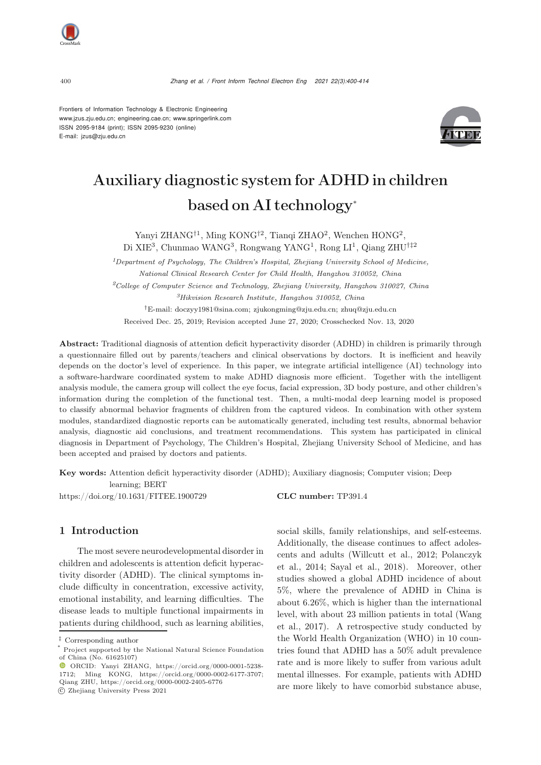Frontiers of Information Technology & Electronic Engineering
www.jzus.zju.edu.cn; engineering.cae.cn; www.springerlink.com
ISSN 2095-9184 (print); ISSN 2095-9230 (online)
E-mail: jzus@zju.edu.cn

# Auxiliary diagnostic system for ADHD in children based on AI technology*

Yanyi ZHANG[†1], Ming KONG[†2], Tianqi ZHAO[2], Wenchen HONG[2], Di XIE[3], Chunmao WANG[3], Rongwang YANG[1], Rong LI[1], Qiang ZHU[†‡2]

[1]*Department of Psychology, The Children's Hospital, Zhejiang University School of Medicine, National Clinical Research Center for Child Health, Hangzhou 310052, China*

[2]*College of Computer Science and Technology, Zhejiang University, Hangzhou 310027, China*

[3]*Hikvision Research Institute, Hangzhou 310052, China*

[†]E-mail: doczyy1981@sina.com; zjukongming@zju.edu.cn; zhuq@zju.edu.cn

Received Dec. 25, 2019; Revision accepted June 27, 2020; Crosschecked Nov. 13, 2020

**Abstract:** Traditional diagnosis of attention deficit hyperactivity disorder (ADHD) in children is primarily through a questionnaire filled out by parents/teachers and clinical observations by doctors. It is inefficient and heavily depends on the doctor's level of experience. In this paper, we integrate artificial intelligence (AI) technology into a software-hardware coordinated system to make ADHD diagnosis more efficient. Together with the intelligent analysis module, the camera group will collect the eye focus, facial expression, 3D body posture, and other children's information during the completion of the functional test. Then, a multi-modal deep learning model is proposed to classify abnormal behavior fragments of children from the captured videos. In combination with other system modules, standardized diagnostic reports can be automatically generated, including test results, abnormal behavior analysis, diagnostic aid conclusions, and treatment recommendations. This system has participated in clinical diagnosis in Department of Psychology, The Children's Hospital, Zhejiang University School of Medicine, and has been accepted and praised by doctors and patients.

**Key words:** Attention deficit hyperactivity disorder (ADHD); Auxiliary diagnosis; Computer vision; Deep learning; BERT

https://doi.org/10.1631/FITEE.1900729 **CLC number:** TP391.4

## 1 Introduction

The most severe neurodevelopmental disorder in children and adolescents is attention deficit hyperactivity disorder (ADHD). The clinical symptoms include difficulty in concentration, excessive activity, emotional instability, and learning difficulties. The disease leads to multiple functional impairments in patients during childhood, such as learning abilities, social skills, family relationships, and self-esteems. Additionally, the disease continues to affect adolescents and adults (Willcutt et al., 2012; Polanczyk et al., 2014; Sayal et al., 2018). Moreover, other studies showed a global ADHD incidence of about 5%, where the prevalence of ADHD in China is about 6.26%, which is higher than the international level, with about 23 million patients in total (Wang et al., 2017). A retrospective study conducted by the World Health Organization (WHO) in 10 countries found that ADHD has a 50% adult prevalence rate and is more likely to suffer from various adult mental illnesses. For example, patients with ADHD are more likely to have comorbid substance abuse,

‡ Corresponding author

\* Project supported by the National Natural Science Foundation of China (No. 61625107)

ORCID: Yanyi ZHANG, https://orcid.org/0000-0001-5238-1712; Ming KONG, https://orcid.org/0000-0002-6177-3707; Qiang ZHU, https://orcid.org/0000-0002-2405-6776

© Zhejiang University Press 2021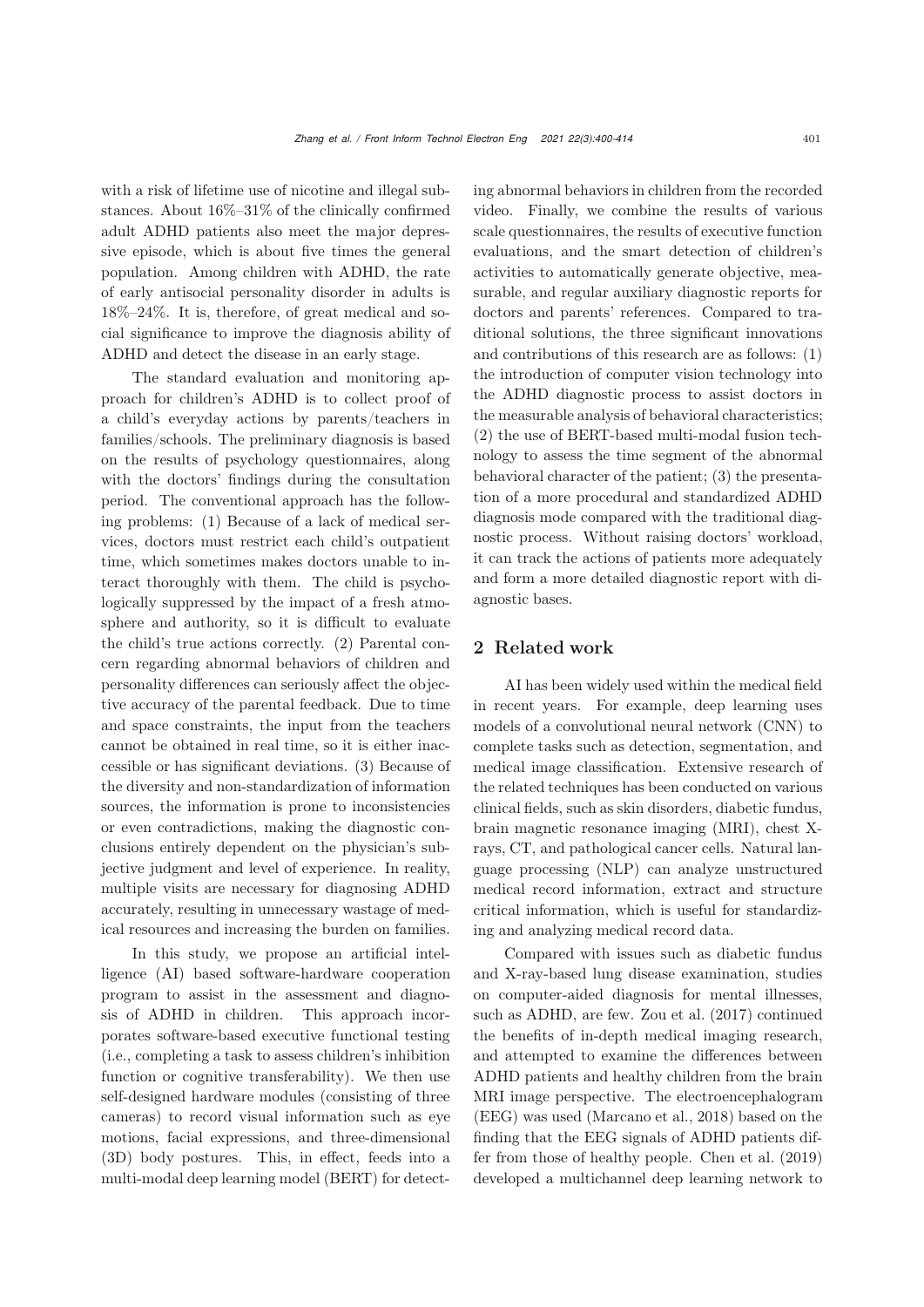with a risk of lifetime use of nicotine and illegal substances. About 16%–31% of the clinically confirmed adult ADHD patients also meet the major depressive episode, which is about five times the general population. Among children with ADHD, the rate of early antisocial personality disorder in adults is 18%–24%. It is, therefore, of great medical and social significance to improve the diagnosis ability of ADHD and detect the disease in an early stage.

The standard evaluation and monitoring approach for children's ADHD is to collect proof of a child's everyday actions by parents/teachers in families/schools. The preliminary diagnosis is based on the results of psychology questionnaires, along with the doctors' findings during the consultation period. The conventional approach has the following problems: (1) Because of a lack of medical services, doctors must restrict each child's outpatient time, which sometimes makes doctors unable to interact thoroughly with them. The child is psychologically suppressed by the impact of a fresh atmosphere and authority, so it is difficult to evaluate the child's true actions correctly. (2) Parental concern regarding abnormal behaviors of children and personality differences can seriously affect the objective accuracy of the parental feedback. Due to time and space constraints, the input from the teachers cannot be obtained in real time, so it is either inaccessible or has significant deviations. (3) Because of the diversity and non-standardization of information sources, the information is prone to inconsistencies or even contradictions, making the diagnostic conclusions entirely dependent on the physician's subjective judgment and level of experience. In reality, multiple visits are necessary for diagnosing ADHD accurately, resulting in unnecessary wastage of medical resources and increasing the burden on families.

In this study, we propose an artificial intelligence (AI) based software-hardware cooperation program to assist in the assessment and diagnosis of ADHD in children. This approach incorporates software-based executive functional testing (i.e., completing a task to assess children's inhibition function or cognitive transferability). We then use self-designed hardware modules (consisting of three cameras) to record visual information such as eye motions, facial expressions, and three-dimensional (3D) body postures. This, in effect, feeds into a multi-modal deep learning model (BERT) for detecting abnormal behaviors in children from the recorded video. Finally, we combine the results of various scale questionnaires, the results of executive function evaluations, and the smart detection of children's activities to automatically generate objective, measurable, and regular auxiliary diagnostic reports for doctors and parents' references. Compared to traditional solutions, the three significant innovations and contributions of this research are as follows: (1) the introduction of computer vision technology into the ADHD diagnostic process to assist doctors in the measurable analysis of behavioral characteristics; (2) the use of BERT-based multi-modal fusion technology to assess the time segment of the abnormal behavioral character of the patient; (3) the presentation of a more procedural and standardized ADHD diagnosis mode compared with the traditional diagnostic process. Without raising doctors' workload, it can track the actions of patients more adequately and form a more detailed diagnostic report with diagnostic bases.

## 2 Related work

AI has been widely used within the medical field in recent years. For example, deep learning uses models of a convolutional neural network (CNN) to complete tasks such as detection, segmentation, and medical image classification. Extensive research of the related techniques has been conducted on various clinical fields, such as skin disorders, diabetic fundus, brain magnetic resonance imaging (MRI), chest X-rays, CT, and pathological cancer cells. Natural language processing (NLP) can analyze unstructured medical record information, extract and structure critical information, which is useful for standardizing and analyzing medical record data.

Compared with issues such as diabetic fundus and X-ray-based lung disease examination, studies on computer-aided diagnosis for mental illnesses, such as ADHD, are few. Zou et al. (2017) continued the benefits of in-depth medical imaging research, and attempted to examine the differences between ADHD patients and healthy children from the brain MRI image perspective. The electroencephalogram (EEG) was used (Marcano et al., 2018) based on the finding that the EEG signals of ADHD patients differ from those of healthy people. Chen et al. (2019) developed a multichannel deep learning network to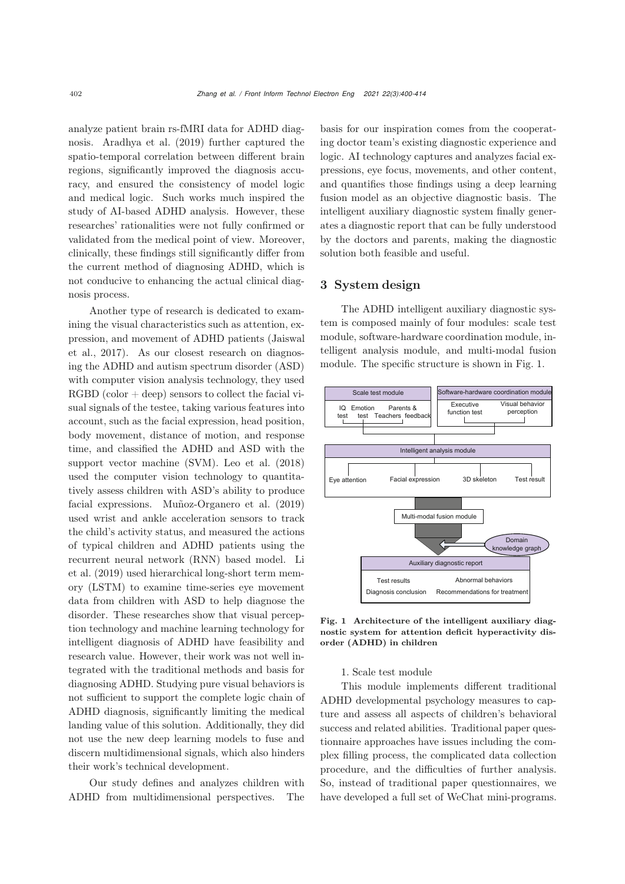analyze patient brain rs-fMRI data for ADHD diagnosis. Aradhya et al. (2019) further captured the spatio-temporal correlation between different brain regions, significantly improved the diagnosis accuracy, and ensured the consistency of model logic and medical logic. Such works much inspired the study of AI-based ADHD analysis. However, these researches' rationalities were not fully confirmed or validated from the medical point of view. Moreover, clinically, these findings still significantly differ from the current method of diagnosing ADHD, which is not conducive to enhancing the actual clinical diagnosis process.

Another type of research is dedicated to examining the visual characteristics such as attention, expression, and movement of ADHD patients (Jaiswal et al., 2017). As our closest research on diagnosing the ADHD and autism spectrum disorder (ASD) with computer vision analysis technology, they used RGBD (color + deep) sensors to collect the facial visual signals of the testee, taking various features into account, such as the facial expression, head position, body movement, distance of motion, and response time, and classified the ADHD and ASD with the support vector machine (SVM). Leo et al. (2018) used the computer vision technology to quantitatively assess children with ASD's ability to produce facial expressions. Muñoz-Organero et al. (2019) used wrist and ankle acceleration sensors to track the child's activity status, and measured the actions of typical children and ADHD patients using the recurrent neural network (RNN) based model. Li et al. (2019) used hierarchical long-short term memory (LSTM) to examine time-series eye movement data from children with ASD to help diagnose the disorder. These researches show that visual perception technology and machine learning technology for intelligent diagnosis of ADHD have feasibility and research value. However, their work was not well integrated with the traditional methods and basis for diagnosing ADHD. Studying pure visual behaviors is not sufficient to support the complete logic chain of ADHD diagnosis, significantly limiting the medical landing value of this solution. Additionally, they did not use the new deep learning models to fuse and discern multidimensional signals, which also hinders their work's technical development.

Our study defines and analyzes children with ADHD from multidimensional perspectives. The basis for our inspiration comes from the cooperating doctor team's existing diagnostic experience and logic. AI technology captures and analyzes facial expressions, eye focus, movements, and other content, and quantifies those findings using a deep learning fusion model as an objective diagnostic basis. The intelligent auxiliary diagnostic system finally generates a diagnostic report that can be fully understood by the doctors and parents, making the diagnostic solution both feasible and useful.

## 3 System design

The ADHD intelligent auxiliary diagnostic system is composed mainly of four modules: scale test module, software-hardware coordination module, intelligent analysis module, and multi-modal fusion module. The specific structure is shown in Fig. 1.

Scale test module: IQ test, Emotion test, Parents & Teachers feedback
Software-hardware coordination module: Executive function test, Visual behavior perception
Intelligent analysis module: Eye attention, Facial expression, 3D skeleton, Test result
Multi-modal fusion module
Domain knowledge graph
Auxiliary diagnostic report: Test results, Abnormal behaviors, Diagnosis conclusion, Recommendations for treatment

**Fig. 1 Architecture of the intelligent auxiliary diagnostic system for attention deficit hyperactivity disorder (ADHD) in children**

1. Scale test module

This module implements different traditional ADHD developmental psychology measures to capture and assess all aspects of children's behavioral success and related abilities. Traditional paper questionnaire approaches have issues including the complex filling process, the complicated data collection procedure, and the difficulties of further analysis. So, instead of traditional paper questionnaires, we have developed a full set of WeChat mini-programs.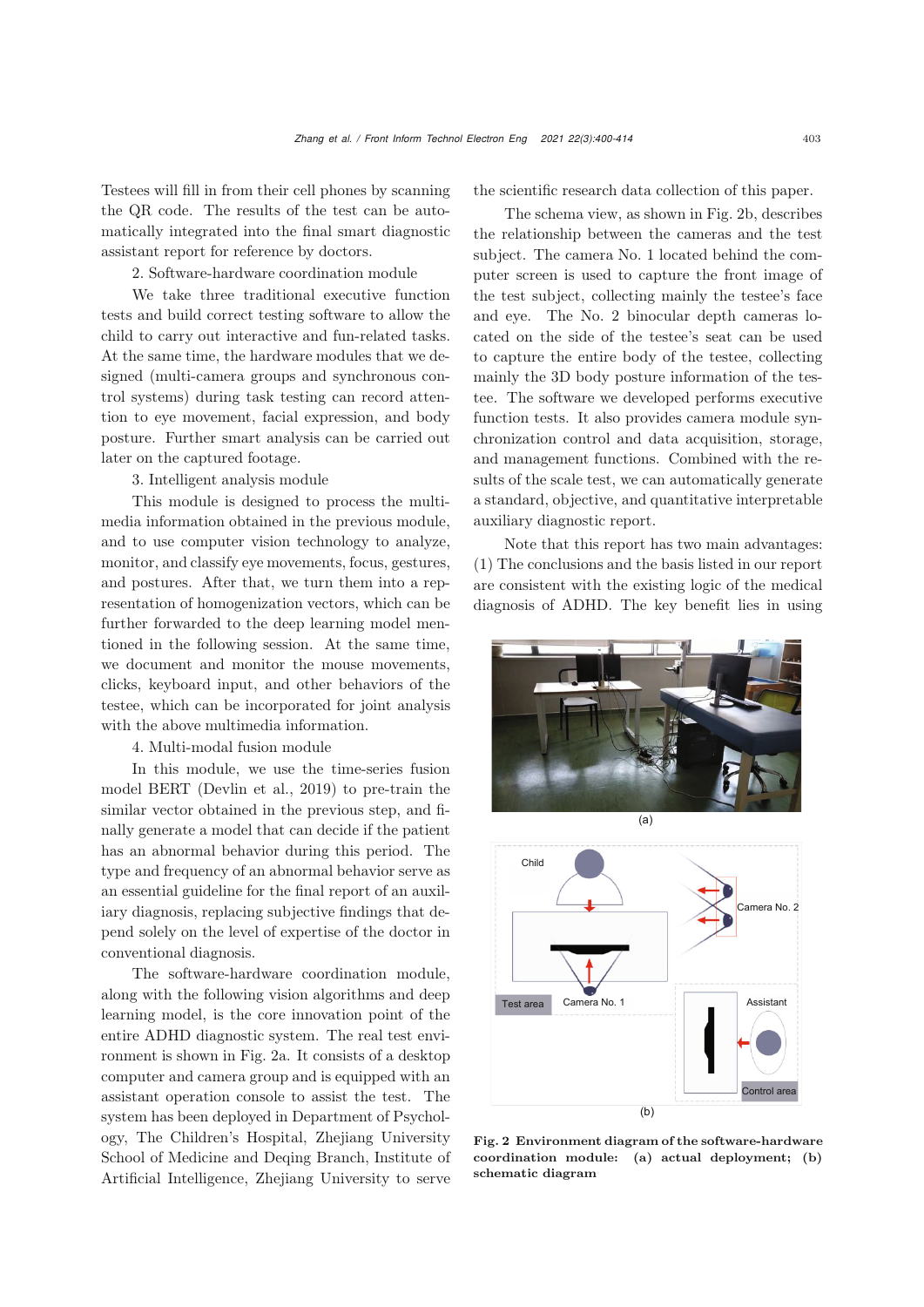Testees will fill in from their cell phones by scanning the QR code. The results of the test can be automatically integrated into the final smart diagnostic assistant report for reference by doctors.

2. Software-hardware coordination module

We take three traditional executive function tests and build correct testing software to allow the child to carry out interactive and fun-related tasks. At the same time, the hardware modules that we designed (multi-camera groups and synchronous control systems) during task testing can record attention to eye movement, facial expression, and body posture. Further smart analysis can be carried out later on the captured footage.

3. Intelligent analysis module

This module is designed to process the multimedia information obtained in the previous module, and to use computer vision technology to analyze, monitor, and classify eye movements, focus, gestures, and postures. After that, we turn them into a representation of homogenization vectors, which can be further forwarded to the deep learning model mentioned in the following session. At the same time, we document and monitor the mouse movements, clicks, keyboard input, and other behaviors of the testee, which can be incorporated for joint analysis with the above multimedia information.

4. Multi-modal fusion module

In this module, we use the time-series fusion model BERT (Devlin et al., 2019) to pre-train the similar vector obtained in the previous step, and finally generate a model that can decide if the patient has an abnormal behavior during this period. The type and frequency of an abnormal behavior serve as an essential guideline for the final report of an auxiliary diagnosis, replacing subjective findings that depend solely on the level of expertise of the doctor in conventional diagnosis.

The software-hardware coordination module, along with the following vision algorithms and deep learning model, is the core innovation point of the entire ADHD diagnostic system. The real test environment is shown in Fig. 2a. It consists of a desktop computer and camera group and is equipped with an assistant operation console to assist the test. The system has been deployed in Department of Psychology, The Children's Hospital, Zhejiang University School of Medicine and Deqing Branch, Institute of Artificial Intelligence, Zhejiang University to serve the scientific research data collection of this paper.

The schema view, as shown in Fig. 2b, describes the relationship between the cameras and the test subject. The camera No. 1 located behind the computer screen is used to capture the front image of the test subject, collecting mainly the testee's face and eye. The No. 2 binocular depth cameras located on the side of the testee's seat can be used to capture the entire body of the testee, collecting mainly the 3D body posture information of the testee. The software we developed performs executive function tests. It also provides camera module synchronization control and data acquisition, storage, and management functions. Combined with the results of the scale test, we can automatically generate a standard, objective, and quantitative interpretable auxiliary diagnostic report.

Note that this report has two main advantages: (1) The conclusions and the basis listed in our report are consistent with the existing logic of the medical diagnosis of ADHD. The key benefit lies in using

**Fig. 2 Environment diagram of the software-hardware coordination module: (a) actual deployment; (b) schematic diagram**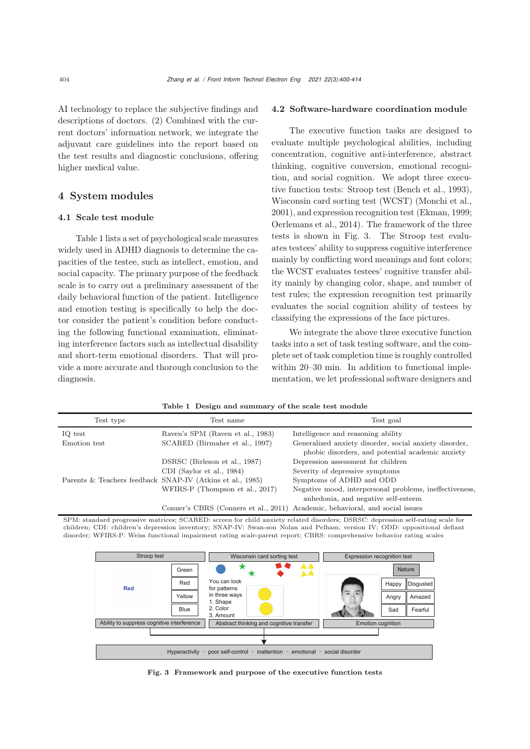AI technology to replace the subjective findings and descriptions of doctors. (2) Combined with the current doctors' information network, we integrate the adjuvant care guidelines into the report based on the test results and diagnostic conclusions, offering higher medical value.

## 4 System modules

### 4.1 Scale test module

Table 1 lists a set of psychological scale measures widely used in ADHD diagnosis to determine the capacities of the testee, such as intellect, emotion, and social capacity. The primary purpose of the feedback scale is to carry out a preliminary assessment of the daily behavioral function of the patient. Intelligence and emotion testing is specifically to help the doctor consider the patient's condition before conducting the following functional examination, eliminating interference factors such as intellectual disability and short-term emotional disorders. That will provide a more accurate and thorough conclusion to the diagnosis.

### 4.2 Software-hardware coordination module

The executive function tasks are designed to evaluate multiple psychological abilities, including concentration, cognitive anti-interference, abstract thinking, cognitive conversion, emotional recognition, and social cognition. We adopt three executive function tests: Stroop test (Bench et al., 1993), Wisconsin card sorting test (WCST) (Monchi et al., 2001), and expression recognition test (Ekman, 1999; Oerlemans et al., 2014). The framework of the three tests is shown in Fig. 3. The Stroop test evaluates testees' ability to suppress cognitive interference mainly by conflicting word meanings and font colors; the WCST evaluates testees' cognitive transfer ability mainly by changing color, shape, and number of test rules; the expression recognition test primarily evaluates the social cognition ability of testees by classifying the expressions of the face pictures.

We integrate the above three executive function tasks into a set of task testing software, and the complete set of task completion time is roughly controlled within 20–30 min. In addition to functional implementation, we let professional software designers and

**Table 1 Design and summary of the scale test module**

| Test type | Test name | Test goal |
|---|---|---|
| IQ test | Raven's SPM (Raven et al., 1983) | Intelligence and reasoning ability |
| Emotion test | SCARED (Birmaher et al., 1997) | Generalized anxiety disorder, social anxiety disorder, phobic disorders, and potential academic anxiety |
| | DSRSC (Birleson et al., 1987) | Depression assessment for children |
| | CDI (Saylor et al., 1984) | Severity of depressive symptoms |
| Parents & Teachers feedback | SNAP-IV (Atkins et al., 1985) | Symptoms of ADHD and ODD |
| | WFIRS-P (Thompson et al., 2017) | Negative mood, interpersonal problems, ineffectiveness, anhedonia, and negative self-esteem |
| | Conner's CBRS (Conners et al., 2011) | Academic, behavioral, and social issues |

SPM: standard progressive matrices; SCARED: screen for child anxiety related disorders; DSRSC: depression self-rating scale for children; CDI: children's depression inventory; SNAP-IV: Swan-son Nolan and Pelham, version IV; ODD: oppositional defiant disorder; WFIRS-P: Weiss functional impairment rating scale-parent report; CBRS: comprehensive behavior rating scales

Stroop test | Wisconsin card sorting test | Expression recognition test

Red | Green | Red | Yellow | Blue

You can look for patterns in three ways
1. Shape
2. Color
3. Amount

Nature | Happy | Disgusted | Angry | Amazed | Sad | Fearful

Ability to suppress cognitive interference | Abstract thinking and cognitive transfer | Emotion cognition

Hyperactivity - poor self-control - inattention - emotional - social disorder

**Fig. 3 Framework and purpose of the executive function tests**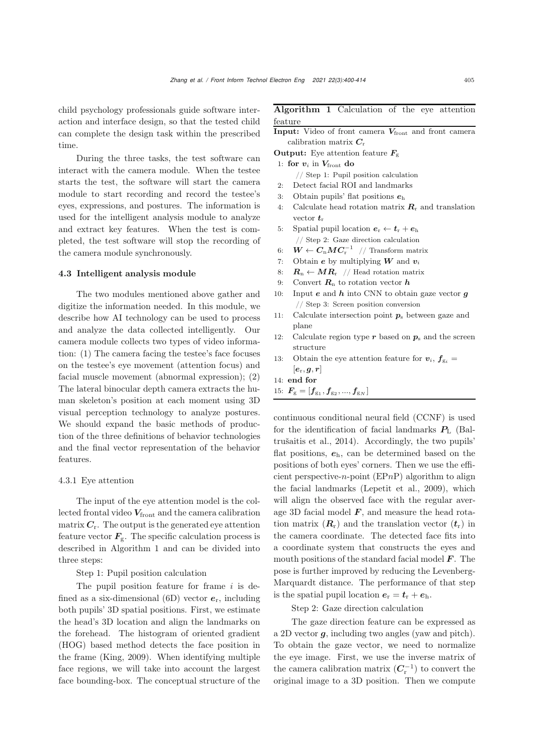child psychology professionals guide software interaction and interface design, so that the tested child can complete the design task within the prescribed time.

During the three tasks, the test software can interact with the camera module. When the testee starts the test, the software will start the camera module to start recording and record the testee's eyes, expressions, and postures. The information is used for the intelligent analysis module to analyze and extract key features. When the test is completed, the test software will stop the recording of the camera module synchronously.

### 4.3 Intelligent analysis module

The two modules mentioned above gather and digitize the information needed. In this module, we describe how AI technology can be used to process and analyze the data collected intelligently. Our camera module collects two types of video information: (1) The camera facing the testee's face focuses on the testee's eye movement (attention focus) and facial muscle movement (abnormal expression); (2) The lateral binocular depth camera extracts the human skeleton's position at each moment using 3D visual perception technology to analyze postures. We should expand the basic methods of production of the three definitions of behavior technologies and the final vector representation of the behavior features.

#### 4.3.1 Eye attention

The input of the eye attention model is the collected frontal video $\boldsymbol{V}_{\text{front}}$ and the camera calibration matrix $\boldsymbol{C}_{\text{r}}$. The output is the generated eye attention feature vector $\boldsymbol{F}_{\text{g}}$. The specific calculation process is described in Algorithm 1 and can be divided into three steps:

Step 1: Pupil position calculation

The pupil position feature for frame $i$ is defined as a six-dimensional (6D) vector $\boldsymbol{e}_{\text{r}}$, including both pupils' 3D spatial positions. First, we estimate the head's 3D location and align the landmarks on the forehead. The histogram of oriented gradient (HOG) based method detects the face position in the frame (King, 2009). When identifying multiple face regions, we will take into account the largest face bounding-box. The conceptual structure of the continuous conditional neural field (CCNF) is used for the identification of facial landmarks $\boldsymbol{P}_{\text{L}}$ (Baltrušaitis et al., 2014). Accordingly, the two pupils' flat positions, $\boldsymbol{e}_{\text{h}}$, can be determined based on the positions of both eyes' corners. Then we use the efficient perspective-$n$-point (EP$n$P) algorithm to align the facial landmarks (Lepetit et al., 2009), which will align the observed face with the regular average 3D facial model $\boldsymbol{F}$, and measure the head rotation matrix ($\boldsymbol{R}_{\text{r}}$) and the translation vector ($\boldsymbol{t}_{\text{r}}$) in the camera coordinate. The detected face fits into a coordinate system that constructs the eyes and mouth positions of the standard facial model $\boldsymbol{F}$. The pose is further improved by reducing the Levenberg-Marquardt distance. The performance of that step is the spatial pupil location $\boldsymbol{e}_{\text{r}} = \boldsymbol{t}_{\text{r}} + \boldsymbol{e}_{\text{h}}$.

Step 2: Gaze direction calculation

The gaze direction feature can be expressed as a 2D vector $\boldsymbol{g}$, including two angles (yaw and pitch). To obtain the gaze vector, we need to normalize the eye image. First, we use the inverse matrix of the camera calibration matrix ($\boldsymbol{C}_{\text{r}}^{-1}$) to convert the original image to a 3D position. Then we compute

**Algorithm 1** Calculation of the eye attention feature

**Input:** Video of front camera $\boldsymbol{V}_{\text{front}}$ and front camera calibration matrix $\boldsymbol{C}_{\text{r}}$

**Output:** Eye attention feature $\boldsymbol{F}_{\text{g}}$

```
1: for v_i in V_front do
     // Step 1: Pupil position calculation
2:   Detect facial ROI and landmarks
3:   Obtain pupils' flat positions e_h
4:   Calculate head rotation matrix R_r and translation vector t_r
5:   Spatial pupil location e_r ← t_r + e_h
     // Step 2: Gaze direction calculation
6:   W ← C_n M C_r^{-1}  // Transform matrix
7:   Obtain e by multiplying W and v_i
8:   R_n ← M R_r  // Head rotation matrix
9:   Convert R_n to rotation vector h
10:  Input e and h into CNN to obtain gaze vector g
     // Step 3: Screen position conversion
11:  Calculate intersection point p_s between gaze and plane
12:  Calculate region type r based on p_s and the screen structure
13:  Obtain the eye attention feature for v_i, f_{g_i} = [e_r, g, r]
14: end for
15: F_g = [f_{g_1}, f_{g_2}, ..., f_{g_N}]
```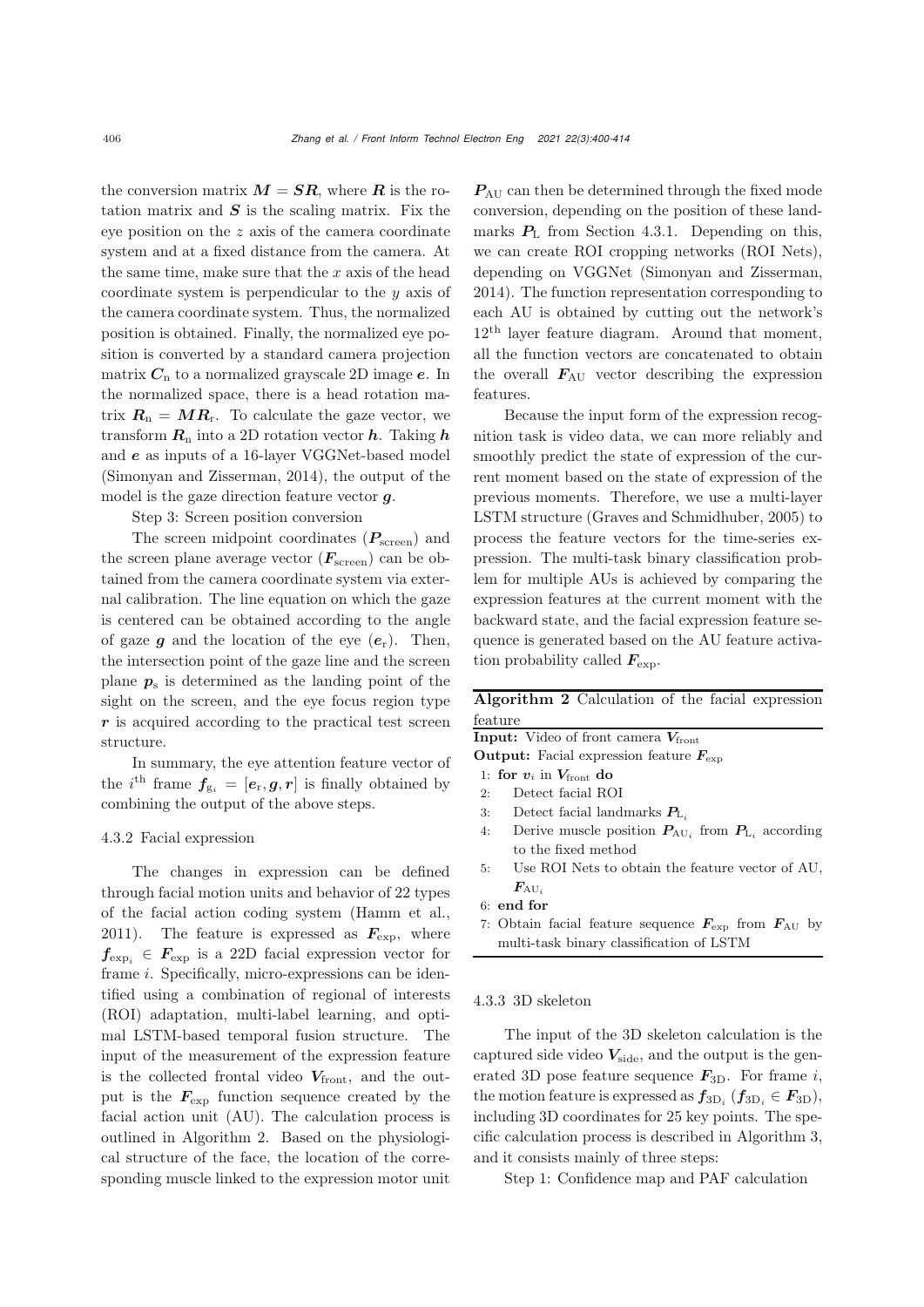the conversion matrix $\boldsymbol{M} = \boldsymbol{SR}$, where $\boldsymbol{R}$ is the rotation matrix and $\boldsymbol{S}$ is the scaling matrix. Fix the eye position on the $z$ axis of the camera coordinate system and at a fixed distance from the camera. At the same time, make sure that the $x$ axis of the head coordinate system is perpendicular to the $y$ axis of the camera coordinate system. Thus, the normalized position is obtained. Finally, the normalized eye position is converted by a standard camera projection matrix $\boldsymbol{C}_{\rm n}$ to a normalized grayscale 2D image $\boldsymbol{e}$. In the normalized space, there is a head rotation matrix $\boldsymbol{R}_{\rm n} = \boldsymbol{M}\boldsymbol{R}_{\rm r}$. To calculate the gaze vector, we transform $\boldsymbol{R}_{\rm n}$ into a 2D rotation vector $\boldsymbol{h}$. Taking $\boldsymbol{h}$ and $\boldsymbol{e}$ as inputs of a 16-layer VGGNet-based model (Simonyan and Zisserman, 2014), the output of the model is the gaze direction feature vector $\boldsymbol{g}$.

Step 3: Screen position conversion

The screen midpoint coordinates ($\boldsymbol{P}_{\rm screen}$) and the screen plane average vector ($\boldsymbol{F}_{\rm screen}$) can be obtained from the camera coordinate system via external calibration. The line equation on which the gaze is centered can be obtained according to the angle of gaze $\boldsymbol{g}$ and the location of the eye ($\boldsymbol{e}_{\rm r}$). Then, the intersection point of the gaze line and the screen plane $\boldsymbol{p}_{\rm s}$ is determined as the landing point of the sight on the screen, and the eye focus region type $\boldsymbol{r}$ is acquired according to the practical test screen structure.

In summary, the eye attention feature vector of the $i^{\rm th}$ frame $\boldsymbol{f}_{{\rm g}_i} = [\boldsymbol{e}_{\rm r}, \boldsymbol{g}, \boldsymbol{r}]$ is finally obtained by combining the output of the above steps.

#### 4.3.2 Facial expression

The changes in expression can be defined through facial motion units and behavior of 22 types of the facial action coding system (Hamm et al., 2011). The feature is expressed as $\boldsymbol{F}_{\rm exp}$, where $\boldsymbol{f}_{{\rm exp}_i} \in \boldsymbol{F}_{\rm exp}$ is a 22D facial expression vector for frame $i$. Specifically, micro-expressions can be identified using a combination of regional of interests (ROI) adaptation, multi-label learning, and optimal LSTM-based temporal fusion structure. The input of the measurement of the expression feature is the collected frontal video $\boldsymbol{V}_{\rm front}$, and the output is the $\boldsymbol{F}_{\rm exp}$ function sequence created by the facial action unit (AU). The calculation process is outlined in Algorithm 2. Based on the physiological structure of the face, the location of the corresponding muscle linked to the expression motor unit $\boldsymbol{P}_{\rm AU}$ can then be determined through the fixed mode conversion, depending on the position of these landmarks $\boldsymbol{P}_{\rm L}$ from Section 4.3.1. Depending on this, we can create ROI cropping networks (ROI Nets), depending on VGGNet (Simonyan and Zisserman, 2014). The function representation corresponding to each AU is obtained by cutting out the network's $12^{\rm th}$ layer feature diagram. Around that moment, all the function vectors are concatenated to obtain the overall $\boldsymbol{F}_{\rm AU}$ vector describing the expression features.

Because the input form of the expression recognition task is video data, we can more reliably and smoothly predict the state of expression of the current moment based on the state of expression of the previous moments. Therefore, we use a multi-layer LSTM structure (Graves and Schmidhuber, 2005) to process the feature vectors for the time-series expression. The multi-task binary classification problem for multiple AUs is achieved by comparing the expression features at the current moment with the backward state, and the facial expression feature sequence is generated based on the AU feature activation probability called $\boldsymbol{F}_{\rm exp}$.

**Algorithm 2** Calculation of the facial expression feature

**Input:** Video of front camera $\boldsymbol{V}_{\rm front}$
**Output:** Facial expression feature $\boldsymbol{F}_{\rm exp}$

```
1: for v_i in V_front do
2:    Detect facial ROI
3:    Detect facial landmarks P_{L_i}
4:    Derive muscle position P_{AU_i} from P_{L_i} according
      to the fixed method
5:    Use ROI Nets to obtain the feature vector of AU,
      F_{AU_i}
6: end for
7: Obtain facial feature sequence F_exp from F_AU by
   multi-task binary classification of LSTM
```

#### 4.3.3 3D skeleton

The input of the 3D skeleton calculation is the captured side video $\boldsymbol{V}_{\rm side}$, and the output is the generated 3D pose feature sequence $\boldsymbol{F}_{\rm 3D}$. For frame $i$, the motion feature is expressed as $\boldsymbol{f}_{{\rm 3D}_i}$ ($\boldsymbol{f}_{{\rm 3D}_i} \in \boldsymbol{F}_{\rm 3D}$), including 3D coordinates for 25 key points. The specific calculation process is described in Algorithm 3, and it consists mainly of three steps:

Step 1: Confidence map and PAF calculation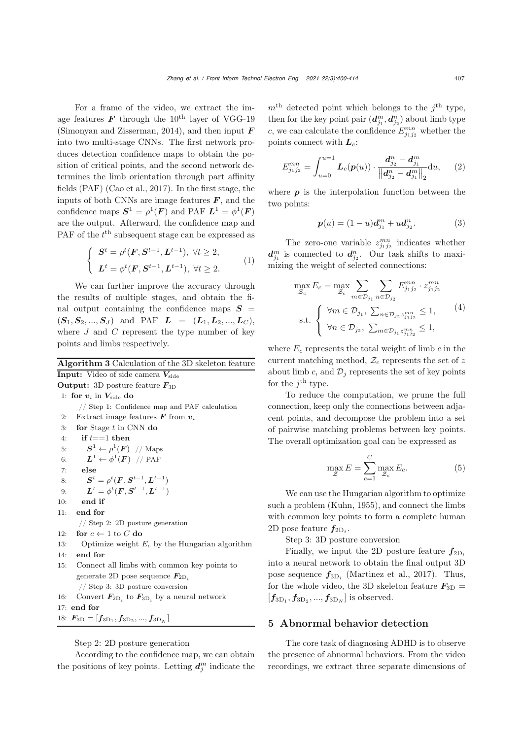For a frame of the video, we extract the image features $\boldsymbol{F}$ through the 10th layer of VGG-19 (Simonyan and Zisserman, 2014), and then input $\boldsymbol{F}$ into two multi-stage CNNs. The first network produces detection confidence maps to obtain the position of critical points, and the second network determines the limb orientation through part affinity fields (PAF) (Cao et al., 2017). In the first stage, the inputs of both CNNs are image features $\boldsymbol{F}$, and the confidence maps $\boldsymbol{S}^1 = \rho^1(\boldsymbol{F})$ and PAF $\boldsymbol{L}^1 = \phi^1(\boldsymbol{F})$ are the output. Afterward, the confidence map and PAF of the $t^{\text{th}}$ subsequent stage can be expressed as

$$\begin{cases} \boldsymbol{S}^t = \rho^t(\boldsymbol{F}, \boldsymbol{S}^{t-1}, \boldsymbol{L}^{t-1}), \ \forall t \geq 2, \\ \boldsymbol{L}^t = \phi^t(\boldsymbol{F}, \boldsymbol{S}^{t-1}, \boldsymbol{L}^{t-1}), \ \forall t \geq 2. \end{cases} \tag{1}$$

We can further improve the accuracy through the results of multiple stages, and obtain the final output containing the confidence maps $\boldsymbol{S} = (\boldsymbol{S}_1, \boldsymbol{S}_2, ..., \boldsymbol{S}_J)$ and PAF $\boldsymbol{L} = (\boldsymbol{L}_1, \boldsymbol{L}_2, ..., \boldsymbol{L}_C)$, where $J$ and $C$ represent the type number of key points and limbs respectively.

**Algorithm 3** Calculation of the 3D skeleton feature

**Input:** Video of side camera $\boldsymbol{V}_{\text{side}}$
**Output:** 3D posture feature $\boldsymbol{F}_{\text{3D}}$

```
1: for v_i in V_side do
     // Step 1: Confidence map and PAF calculation
2:   Extract image features F from v_i
3:   for Stage t in CNN do
4:     if t==1 then
5:       S^1 ← ρ^1(F)  // Maps
6:       L^1 ← φ^1(F)  // PAF
7:     else
8:       S^t = ρ^t(F, S^{t-1}, L^{t-1})
9:       L^t = φ^t(F, S^{t-1}, L^{t-1})
10:    end if
11:  end for
     // Step 2: 2D posture generation
12:  for c ← 1 to C do
13:    Optimize weight E_c by the Hungarian algorithm
14:  end for
15:  Connect all limbs with common key points to
     generate 2D pose sequence F_2D_i
     // Step 3: 3D posture conversion
16:  Convert F_2D_i to F_3D_i by a neural network
17: end for
18: F_3D = [f_3D_1, f_3D_2, ..., f_3D_N]
```

Step 2: 2D posture generation

According to the confidence map, we can obtain the positions of key points. Letting $\boldsymbol{d}_j^m$ indicate the $m^{\text{th}}$ detected point which belongs to the $j^{\text{th}}$ type, then for the key point pair $(\boldsymbol{d}_{j_1}^m, \boldsymbol{d}_{j_2}^n)$ about limb type $c$, we can calculate the confidence $E_{j_1 j_2}^{mn}$ whether the points connect with $\boldsymbol{L}_c$:

$$E_{j_1 j_2}^{mn} = \int_{u=0}^{u=1} \boldsymbol{L}_c(\boldsymbol{p}(u)) \cdot \frac{\boldsymbol{d}_{j_2}^n - \boldsymbol{d}_{j_1}^m}{\left\| \boldsymbol{d}_{j_2}^n - \boldsymbol{d}_{j_1}^m \right\|_2} \mathrm{d}u, \tag{2}$$

where $\boldsymbol{p}$ is the interpolation function between the two points:

$$\boldsymbol{p}(u) = (1-u)\boldsymbol{d}_{j_1}^m + u\boldsymbol{d}_{j_2}^n. \tag{3}$$

The zero-one variable $z_{j_1 j_2}^{mn}$ indicates whether $\boldsymbol{d}_{j_1}^m$ is connected to $\boldsymbol{d}_{j_2}^n$. Our task shifts to maximizing the weight of selected connections:

$$\begin{aligned} &\max_{\mathcal{Z}_c} E_c = \max_{\mathcal{Z}_c} \sum_{m \in \mathcal{D}_{j_1}} \sum_{n \in \mathcal{D}_{j_2}} E_{j_1 j_2}^{mn} \cdot z_{j_1 j_2}^{mn} \\ &\text{s.t.} \begin{cases} \forall m \in \mathcal{D}_{j_1}, \ \sum_{n \in \mathcal{D}_{j_2}} z_{j_1 j_2}^{mn} \leq 1, \\ \forall n \in \mathcal{D}_{j_2}, \ \sum_{m \in \mathcal{D}_{j_1}} z_{j_1 j_2}^{mn} \leq 1, \end{cases} \end{aligned} \tag{4}$$

where $E_c$ represents the total weight of limb $c$ in the current matching method, $\mathcal{Z}_c$ represents the set of $z$ about limb $c$, and $\mathcal{D}_j$ represents the set of key points for the $j^{\text{th}}$ type.

To reduce the computation, we prune the full connection, keep only the connections between adjacent points, and decompose the problem into a set of pairwise matching problems between key points. The overall optimization goal can be expressed as

$$\max_{\mathcal{Z}} E = \sum_{c=1}^{C} \max_{\mathcal{Z}_c} E_c. \tag{5}$$

We can use the Hungarian algorithm to optimize such a problem (Kuhn, 1955), and connect the limbs with common key points to form a complete human 2D pose feature $\boldsymbol{f}_{\text{2D}_i}$.

Step 3: 3D posture conversion

Finally, we input the 2D posture feature $\boldsymbol{f}_{\text{2D}_i}$ into a neural network to obtain the final output 3D pose sequence $\boldsymbol{f}_{\text{3D}_i}$ (Martinez et al., 2017). Thus, for the whole video, the 3D skeleton feature $\boldsymbol{F}_{\text{3D}} = [\boldsymbol{f}_{\text{3D}_1}, \boldsymbol{f}_{\text{3D}_2}, ..., \boldsymbol{f}_{\text{3D}_N}]$ is observed.

## 5 Abnormal behavior detection

The core task of diagnosing ADHD is to observe the presence of abnormal behaviors. From the video recordings, we extract three separate dimensions of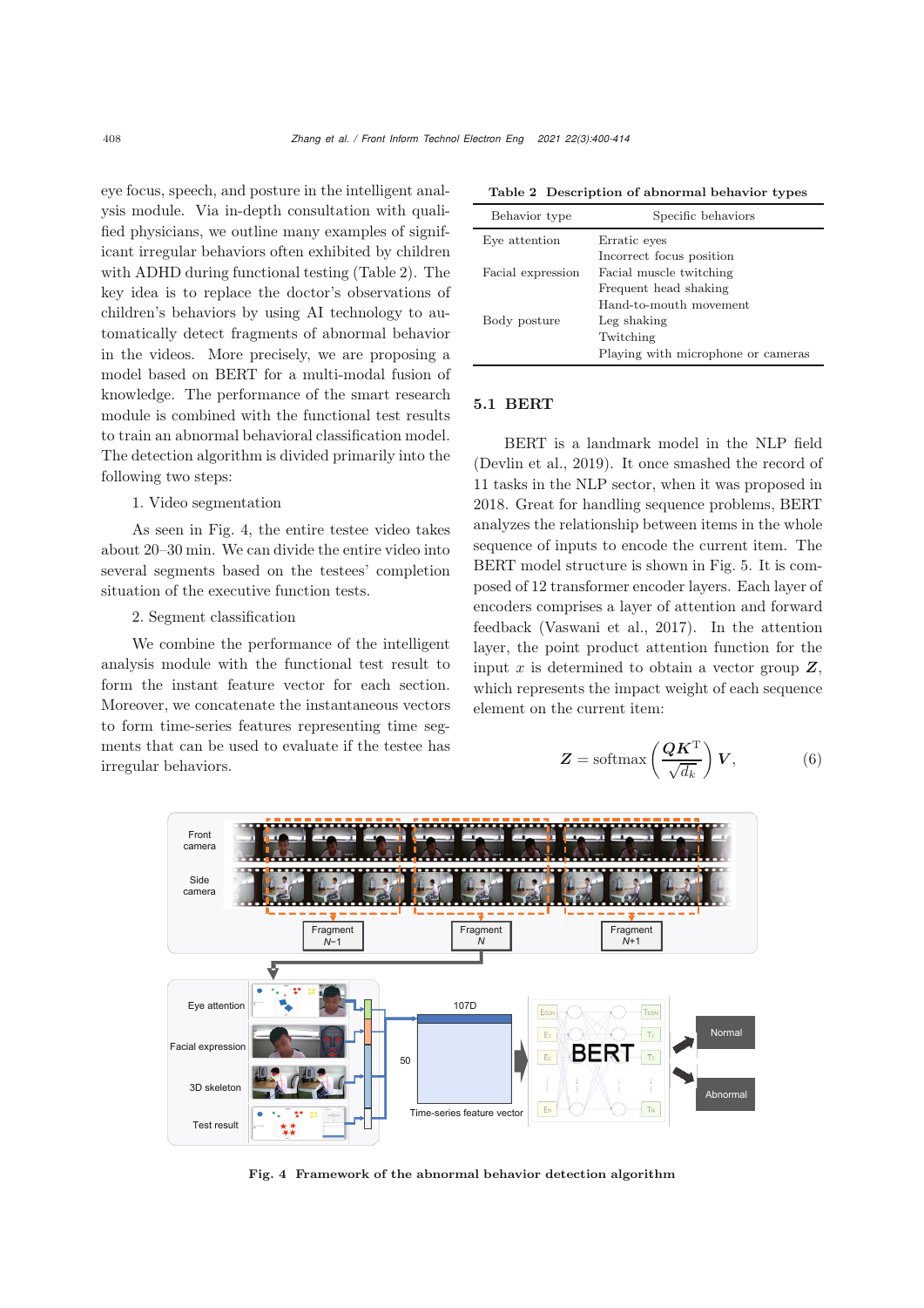eye focus, speech, and posture in the intelligent analysis module. Via in-depth consultation with qualified physicians, we outline many examples of significant irregular behaviors often exhibited by children with ADHD during functional testing (Table 2). The key idea is to replace the doctor's observations of children's behaviors by using AI technology to automatically detect fragments of abnormal behavior in the videos. More precisely, we are proposing a model based on BERT for a multi-modal fusion of knowledge. The performance of the smart research module is combined with the functional test results to train an abnormal behavioral classification model. The detection algorithm is divided primarily into the following two steps:

1. Video segmentation

As seen in Fig. 4, the entire testee video takes about 20–30 min. We can divide the entire video into several segments based on the testees' completion situation of the executive function tests.

2. Segment classification

We combine the performance of the intelligent analysis module with the functional test result to form the instant feature vector for each section. Moreover, we concatenate the instantaneous vectors to form time-series features representing time segments that can be used to evaluate if the testee has irregular behaviors.

**Table 2 Description of abnormal behavior types**

| Behavior type | Specific behaviors |
|---|---|
| Eye attention | Erratic eyes |
| | Incorrect focus position |
| Facial expression | Facial muscle twitching |
| | Frequent head shaking |
| | Hand-to-mouth movement |
| Body posture | Leg shaking |
| | Twitching |
| | Playing with microphone or cameras |

### 5.1 BERT

BERT is a landmark model in the NLP field (Devlin et al., 2019). It once smashed the record of 11 tasks in the NLP sector, when it was proposed in 2018. Great for handling sequence problems, BERT analyzes the relationship between items in the whole sequence of inputs to encode the current item. The BERT model structure is shown in Fig. 5. It is composed of 12 transformer encoder layers. Each layer of encoders comprises a layer of attention and forward feedback (Vaswani et al., 2017). In the attention layer, the point product attention function for the input $x$ is determined to obtain a vector group $\boldsymbol{Z}$, which represents the impact weight of each sequence element on the current item:

$$\boldsymbol{Z} = \text{softmax}\left(\frac{\boldsymbol{Q}\boldsymbol{K}^{\text{T}}}{\sqrt{d_k}}\right)\boldsymbol{V}, \tag{6}$$

**Fig. 4 Framework of the abnormal behavior detection algorithm**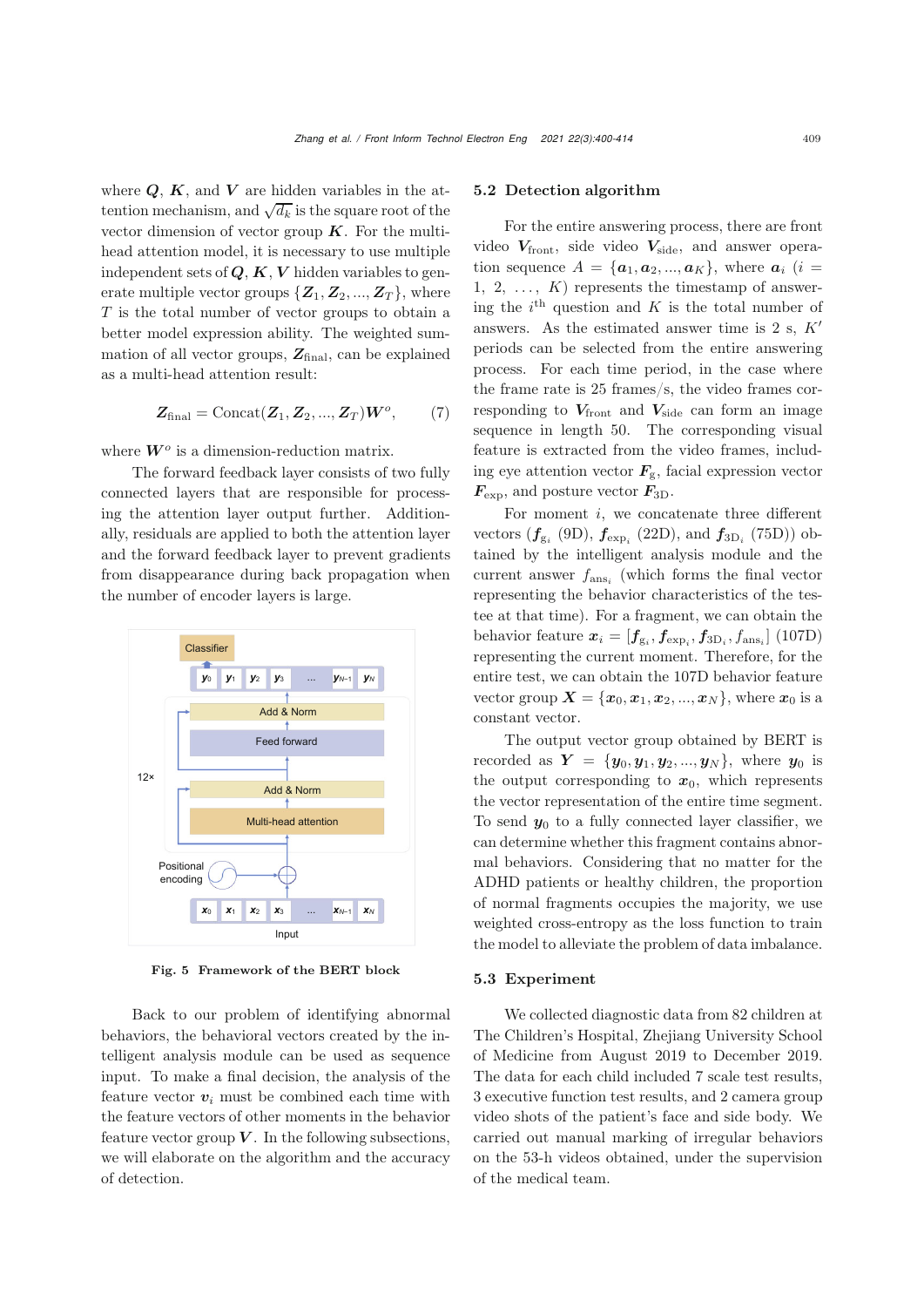where $\boldsymbol{Q}$, $\boldsymbol{K}$, and $\boldsymbol{V}$ are hidden variables in the attention mechanism, and $\sqrt{d_k}$ is the square root of the vector dimension of vector group $\boldsymbol{K}$. For the multi-head attention model, it is necessary to use multiple independent sets of $\boldsymbol{Q}$, $\boldsymbol{K}$, $\boldsymbol{V}$ hidden variables to generate multiple vector groups $\{\boldsymbol{Z}_1, \boldsymbol{Z}_2, ..., \boldsymbol{Z}_T\}$, where $T$ is the total number of vector groups to obtain a better model expression ability. The weighted summation of all vector groups, $\boldsymbol{Z}_{\text{final}}$, can be explained as a multi-head attention result:

$$\boldsymbol{Z}_{\text{final}} = \text{Concat}(\boldsymbol{Z}_1, \boldsymbol{Z}_2, ..., \boldsymbol{Z}_T)\boldsymbol{W}^o, \tag{7}$$

where $\boldsymbol{W}^o$ is a dimension-reduction matrix.

The forward feedback layer consists of two fully connected layers that are responsible for processing the attention layer output further. Additionally, residuals are applied to both the attention layer and the forward feedback layer to prevent gradients from disappearance during back propagation when the number of encoder layers is large.

Fig. 5 Framework of the BERT block

Back to our problem of identifying abnormal behaviors, the behavioral vectors created by the intelligent analysis module can be used as sequence input. To make a final decision, the analysis of the feature vector $\boldsymbol{v}_i$ must be combined each time with the feature vectors of other moments in the behavior feature vector group $\boldsymbol{V}$. In the following subsections, we will elaborate on the algorithm and the accuracy of detection.

## 5.2 Detection algorithm

For the entire answering process, there are front video $\boldsymbol{V}_{\text{front}}$, side video $\boldsymbol{V}_{\text{side}}$, and answer operation sequence $A = \{\boldsymbol{a}_1, \boldsymbol{a}_2, ..., \boldsymbol{a}_K\}$, where $\boldsymbol{a}_i$ ($i = 1, 2, \ldots, K$) represents the timestamp of answering the $i^{\text{th}}$ question and $K$ is the total number of answers. As the estimated answer time is 2 s, $K'$ periods can be selected from the entire answering process. For each time period, in the case where the frame rate is 25 frames/s, the video frames corresponding to $\boldsymbol{V}_{\text{front}}$ and $\boldsymbol{V}_{\text{side}}$ can form an image sequence in length 50. The corresponding visual feature is extracted from the video frames, including eye attention vector $\boldsymbol{F}_{\text{g}}$, facial expression vector $\boldsymbol{F}_{\text{exp}}$, and posture vector $\boldsymbol{F}_{\text{3D}}$.

For moment $i$, we concatenate three different vectors ($\boldsymbol{f}_{\text{g}_i}$ (9D), $\boldsymbol{f}_{\text{exp}_i}$ (22D), and $\boldsymbol{f}_{\text{3D}_i}$ (75D)) obtained by the intelligent analysis module and the current answer $f_{\text{ans}_i}$ (which forms the final vector representing the behavior characteristics of the testee at that time). For a fragment, we can obtain the behavior feature $\boldsymbol{x}_i = [\boldsymbol{f}_{\text{g}_i}, \boldsymbol{f}_{\text{exp}_i}, \boldsymbol{f}_{\text{3D}_i}, f_{\text{ans}_i}]$ (107D) representing the current moment. Therefore, for the entire test, we can obtain the 107D behavior feature vector group $\boldsymbol{X} = \{\boldsymbol{x}_0, \boldsymbol{x}_1, \boldsymbol{x}_2, ..., \boldsymbol{x}_N\}$, where $\boldsymbol{x}_0$ is a constant vector.

The output vector group obtained by BERT is recorded as $\boldsymbol{Y} = \{\boldsymbol{y}_0, \boldsymbol{y}_1, \boldsymbol{y}_2, ..., \boldsymbol{y}_N\}$, where $\boldsymbol{y}_0$ is the output corresponding to $\boldsymbol{x}_0$, which represents the vector representation of the entire time segment. To send $\boldsymbol{y}_0$ to a fully connected layer classifier, we can determine whether this fragment contains abnormal behaviors. Considering that no matter for the ADHD patients or healthy children, the proportion of normal fragments occupies the majority, we use weighted cross-entropy as the loss function to train the model to alleviate the problem of data imbalance.

## 5.3 Experiment

We collected diagnostic data from 82 children at The Children's Hospital, Zhejiang University School of Medicine from August 2019 to December 2019. The data for each child included 7 scale test results, 3 executive function test results, and 2 camera group video shots of the patient's face and side body. We carried out manual marking of irregular behaviors on the 53-h videos obtained, under the supervision of the medical team.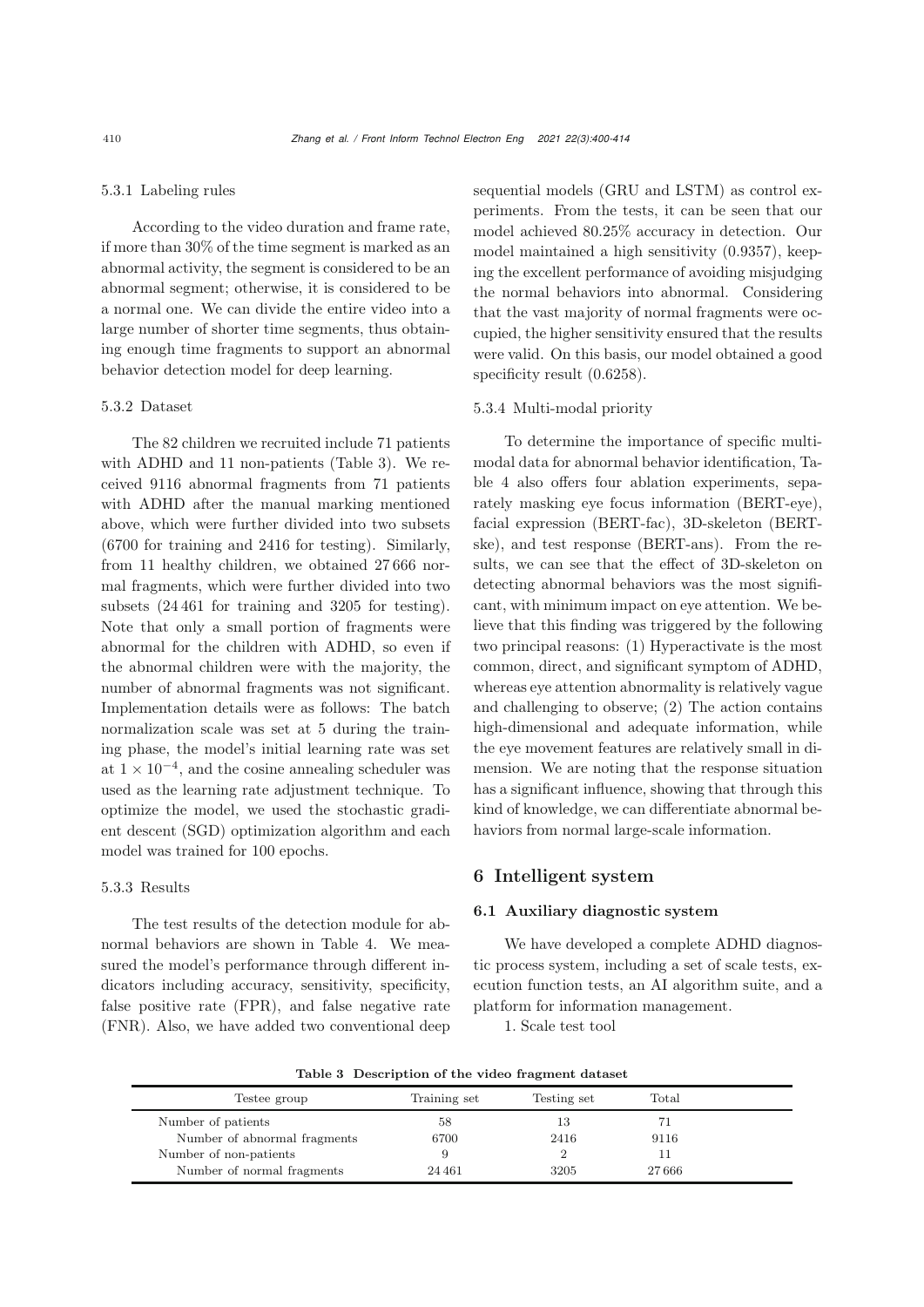#### 5.3.1 Labeling rules

According to the video duration and frame rate, if more than 30% of the time segment is marked as an abnormal activity, the segment is considered to be an abnormal segment; otherwise, it is considered to be a normal one. We can divide the entire video into a large number of shorter time segments, thus obtaining enough time fragments to support an abnormal behavior detection model for deep learning.

#### 5.3.2 Dataset

The 82 children we recruited include 71 patients with ADHD and 11 non-patients (Table 3). We received 9116 abnormal fragments from 71 patients with ADHD after the manual marking mentioned above, which were further divided into two subsets (6700 for training and 2416 for testing). Similarly, from 11 healthy children, we obtained 27 666 normal fragments, which were further divided into two subsets (24 461 for training and 3205 for testing). Note that only a small portion of fragments were abnormal for the children with ADHD, so even if the abnormal children were with the majority, the number of abnormal fragments was not significant. Implementation details were as follows: The batch normalization scale was set at 5 during the training phase, the model's initial learning rate was set at $1 \times 10^{-4}$, and the cosine annealing scheduler was used as the learning rate adjustment technique. To optimize the model, we used the stochastic gradient descent (SGD) optimization algorithm and each model was trained for 100 epochs.

#### 5.3.3 Results

The test results of the detection module for abnormal behaviors are shown in Table 4. We measured the model's performance through different indicators including accuracy, sensitivity, specificity, false positive rate (FPR), and false negative rate (FNR). Also, we have added two conventional deep sequential models (GRU and LSTM) as control experiments. From the tests, it can be seen that our model achieved 80.25% accuracy in detection. Our model maintained a high sensitivity (0.9357), keeping the excellent performance of avoiding misjudging the normal behaviors into abnormal. Considering that the vast majority of normal fragments were occupied, the higher sensitivity ensured that the results were valid. On this basis, our model obtained a good specificity result (0.6258).

#### 5.3.4 Multi-modal priority

To determine the importance of specific multi-modal data for abnormal behavior identification, Table 4 also offers four ablation experiments, separately masking eye focus information (BERT-eye), facial expression (BERT-fac), 3D-skeleton (BERT-ske), and test response (BERT-ans). From the results, we can see that the effect of 3D-skeleton on detecting abnormal behaviors was the most significant, with minimum impact on eye attention. We believe that this finding was triggered by the following two principal reasons: (1) Hyperactivate is the most common, direct, and significant symptom of ADHD, whereas eye attention abnormality is relatively vague and challenging to observe; (2) The action contains high-dimensional and adequate information, while the eye movement features are relatively small in dimension. We are noting that the response situation has a significant influence, showing that through this kind of knowledge, we can differentiate abnormal behaviors from normal large-scale information.

## 6 Intelligent system

### 6.1 Auxiliary diagnostic system

We have developed a complete ADHD diagnostic process system, including a set of scale tests, execution function tests, an AI algorithm suite, and a platform for information management.

1. Scale test tool

**Table 3 Description of the video fragment dataset**

| Testee group | Training set | Testing set | Total |
|---|---|---|---|
| Number of patients | 58 | 13 | 71 |
| Number of abnormal fragments | 6700 | 2416 | 9116 |
| Number of non-patients | 9 | 2 | 11 |
| Number of normal fragments | 24 461 | 3205 | 27 666 |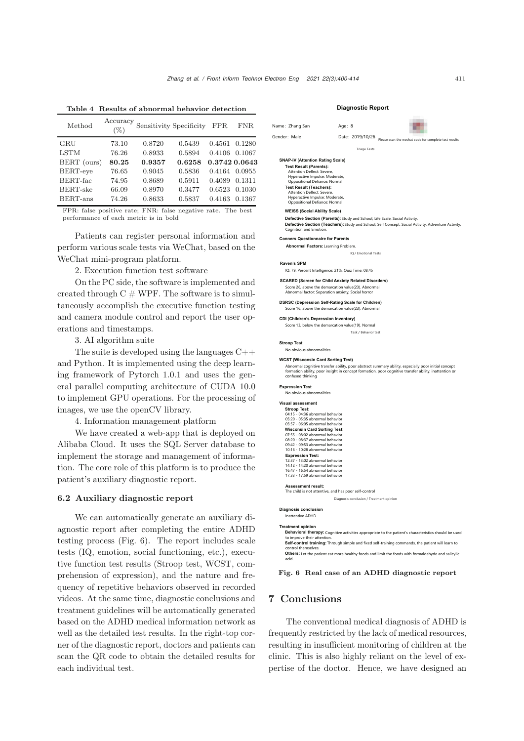**Table 4 Results of abnormal behavior detection**

| Method | Accuracy (%) | Sensitivity | Specificity | FPR | FNR |
|---|---|---|---|---|---|
| GRU | 73.10 | 0.8720 | 0.5439 | 0.4561 | 0.1280 |
| LSTM | 76.26 | 0.8933 | 0.5894 | 0.4106 | 0.1067 |
| BERT (ours) | **80.25** | **0.9357** | **0.6258** | **0.3742** | **0.0643** |
| BERT-eye | 76.65 | 0.9045 | 0.5836 | 0.4164 | 0.0955 |
| BERT-fac | 74.95 | 0.8689 | 0.5911 | 0.4089 | 0.1311 |
| BERT-ske | 66.09 | 0.8970 | 0.3477 | 0.6523 | 0.1030 |
| BERT-ans | 74.26 | 0.8633 | 0.5837 | 0.4163 | 0.1367 |

FPR: false positive rate; FNR: false negative rate. The best performance of each metric is in bold

Patients can register personal information and perform various scale tests via WeChat, based on the WeChat mini-program platform.

2. Execution function test software

On the PC side, the software is implemented and created through C # WPF. The software is to simultaneously accomplish the executive function testing and camera module control and report the user operations and timestamps.

3. AI algorithm suite

The suite is developed using the languages C++ and Python. It is implemented using the deep learning framework of Pytorch 1.0.1 and uses the general parallel computing architecture of CUDA 10.0 to implement GPU operations. For the processing of images, we use the openCV library.

4. Information management platform

We have created a web-app that is deployed on Alibaba Cloud. It uses the SQL Server database to implement the storage and management of information. The core role of this platform is to produce the patient's auxiliary diagnostic report.

## 6.2 Auxiliary diagnostic report

We can automatically generate an auxiliary diagnostic report after completing the entire ADHD testing process (Fig. 6). The report includes scale tests (IQ, emotion, social functioning, etc.), executive function test results (Stroop test, WCST, comprehension of expression), and the nature and frequency of repetitive behaviors observed in recorded videos. At the same time, diagnostic conclusions and treatment guidelines will be automatically generated based on the ADHD medical information network as well as the detailed test results. In the right-top corner of the diagnostic report, doctors and patients can scan the QR code to obtain the detailed results for each individual test.

**Diagnostic Report**

Name: Zhang San　Age: 8
Gender: Male　Date: 2019/10/26　Please scan the wechat code for complete test results

Triage Tests

**SNAP-IV (Attention Rating Scale)**
**Test Result (Parents):**
Attention Deflect: Severe,
Hyperactive Impulse: Moderate,
Oppositional Defiance: Normal
**Test Result (Teachers):**
Attention Deflect: Severe,
Hyperactive Impulse: Moderate,
Oppositional Defiance: Normal

**WEISS (Social Ability Scale)**
**Defective Section (Parents):** Study and School, Life Scale, Social Activity.
**Defective Section (Teachers):** Study and School, Self Concept, Social Activity, Adventure Activity, Cognition and Emotion.

**Conners Questionnaire for Parents**
**Abnormal Factors:** Learning Problem.

IQ / Emotional Tests

**Raven's SPM**
IQ: 79, Percent Intelligence: 21%, Quiz Time: 08:45

**SCARED (Screen for Child Anxiety Related Disorders)**
Score 26, above the demarcation value(23). Abnormal
Abnormal factor: Separation anxiety, Social horror

**DSRSC (Depression Self-Rating Scale for Children)**
Score 16, above the demarcation value(23). Abnormal

**CDI (Children's Depression Inventory)**
Score 13, below the demarcation value(19). Normal

Task / Behavior test

**Stroop Test**
No obvious abnormalities

**WCST (Wisconsin Card Sorting Test)**
Abnormal cognitive transfer ability, poor abstract summary ability, especially poor initial concept formation ability, poor insight in concept formation, poor cognitive transfer ability, inattention or confused thinking

**Expression Test**
No obvious abnormalities

**Visual assessment**
**Stroop Test:**
04:15 - 04:36 abnormal behavior
05:20 - 05:35 abnormal behavior
05:57 - 06:05 abnormal behavior
**Wisconsin Card Sorting Test:**
07:55 - 08:02 abnormal behavior
08:20 - 08:37 abnormal behavior
09:42 - 09:53 abnormal behavior
10:16 - 10:28 abnormal behavior
**Expression Test:**
12:37 - 13:02 abnormal behavior
14:12 - 14:20 abnormal behavior
16:47 - 16:54 abnormal behavior
17:33 - 17:59 abnormal behavior

**Assessment result:**
The child is not attentive, and has poor self-control

Diagnosis conclusion / Treatment opinion

**Diagnosis conclusion**
Inattentive ADHD

**Treatment opinion**
**Behavioral therapy:** Cognitive activities appropriate to the patient's characteristics should be used to improve their attention.
**Self-control training:** Through simple and fixed self-training commands, the patient will learn to control themselves.
**Others:** Let the patient eat more healthy foods and limit the foods with formaldehyde and salicylic acid.

**Fig. 6 Real case of an ADHD diagnostic report**

# 7 Conclusions

The conventional medical diagnosis of ADHD is frequently restricted by the lack of medical resources, resulting in insufficient monitoring of children at the clinic. This is also highly reliant on the level of expertise of the doctor. Hence, we have designed an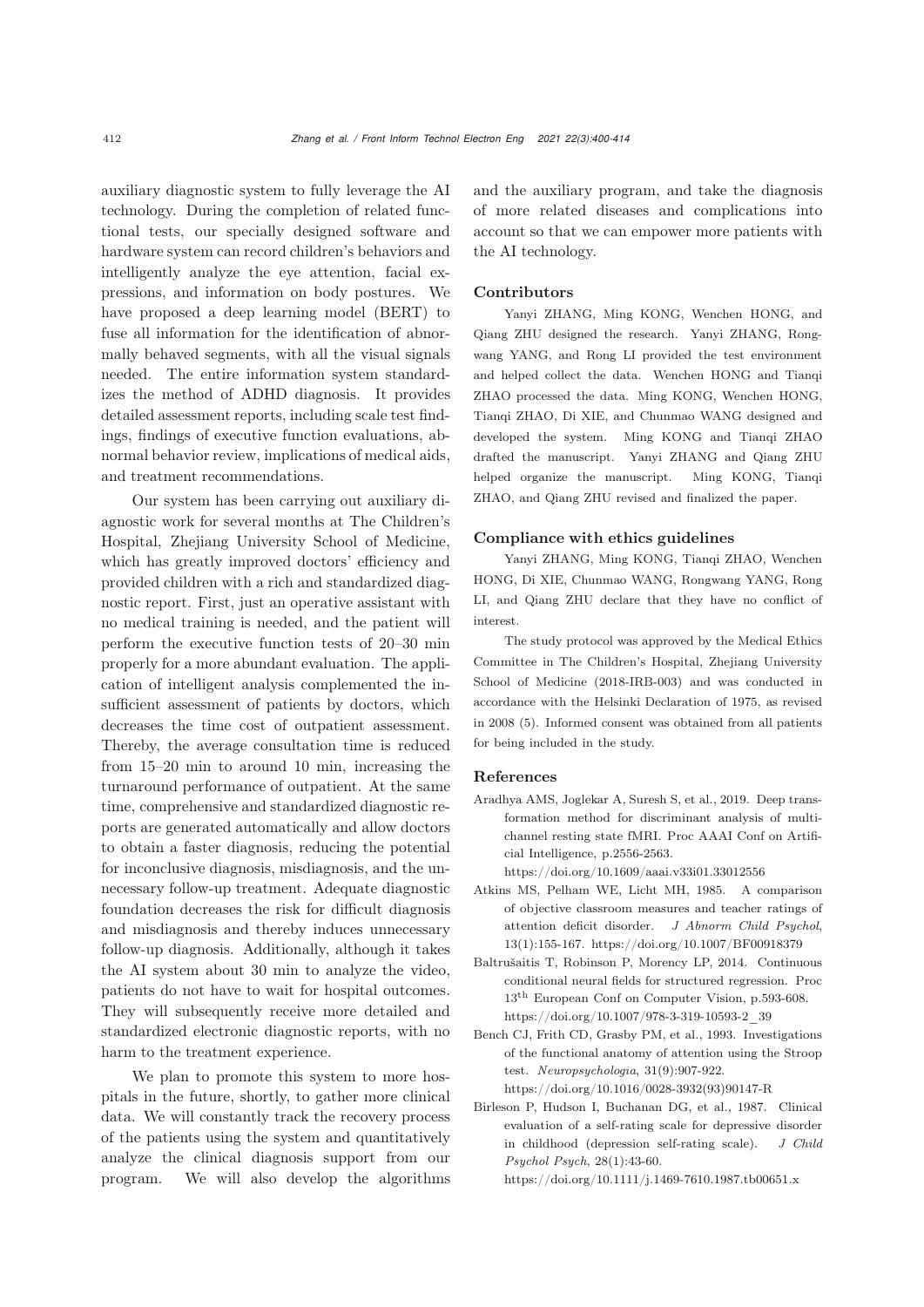auxiliary diagnostic system to fully leverage the AI technology. During the completion of related functional tests, our specially designed software and hardware system can record children's behaviors and intelligently analyze the eye attention, facial expressions, and information on body postures. We have proposed a deep learning model (BERT) to fuse all information for the identification of abnormally behaved segments, with all the visual signals needed. The entire information system standardizes the method of ADHD diagnosis. It provides detailed assessment reports, including scale test findings, findings of executive function evaluations, abnormal behavior review, implications of medical aids, and treatment recommendations.

Our system has been carrying out auxiliary diagnostic work for several months at The Children's Hospital, Zhejiang University School of Medicine, which has greatly improved doctors' efficiency and provided children with a rich and standardized diagnostic report. First, just an operative assistant with no medical training is needed, and the patient will perform the executive function tests of 20–30 min properly for a more abundant evaluation. The application of intelligent analysis complemented the insufficient assessment of patients by doctors, which decreases the time cost of outpatient assessment. Thereby, the average consultation time is reduced from 15–20 min to around 10 min, increasing the turnaround performance of outpatient. At the same time, comprehensive and standardized diagnostic reports are generated automatically and allow doctors to obtain a faster diagnosis, reducing the potential for inconclusive diagnosis, misdiagnosis, and the unnecessary follow-up treatment. Adequate diagnostic foundation decreases the risk for difficult diagnosis and misdiagnosis and thereby induces unnecessary follow-up diagnosis. Additionally, although it takes the AI system about 30 min to analyze the video, patients do not have to wait for hospital outcomes. They will subsequently receive more detailed and standardized electronic diagnostic reports, with no harm to the treatment experience.

We plan to promote this system to more hospitals in the future, shortly, to gather more clinical data. We will constantly track the recovery process of the patients using the system and quantitatively analyze the clinical diagnosis support from our program. We will also develop the algorithms and the auxiliary program, and take the diagnosis of more related diseases and complications into account so that we can empower more patients with the AI technology.

### Contributors

Yanyi ZHANG, Ming KONG, Wenchen HONG, and Qiang ZHU designed the research. Yanyi ZHANG, Rongwang YANG, and Rong LI provided the test environment and helped collect the data. Wenchen HONG and Tianqi ZHAO processed the data. Ming KONG, Wenchen HONG, Tianqi ZHAO, Di XIE, and Chunmao WANG designed and developed the system. Ming KONG and Tianqi ZHAO drafted the manuscript. Yanyi ZHANG and Qiang ZHU helped organize the manuscript. Ming KONG, Tianqi ZHAO, and Qiang ZHU revised and finalized the paper.

### Compliance with ethics guidelines

Yanyi ZHANG, Ming KONG, Tianqi ZHAO, Wenchen HONG, Di XIE, Chunmao WANG, Rongwang YANG, Rong LI, and Qiang ZHU declare that they have no conflict of interest.

The study protocol was approved by the Medical Ethics Committee in The Children's Hospital, Zhejiang University School of Medicine (2018-IRB-003) and was conducted in accordance with the Helsinki Declaration of 1975, as revised in 2008 (5). Informed consent was obtained from all patients for being included in the study.

### References

Aradhya AMS, Joglekar A, Suresh S, et al., 2019. Deep transformation method for discriminant analysis of multichannel resting state fMRI. Proc AAAI Conf on Artificial Intelligence, p.2556-2563. https://doi.org/10.1609/aaai.v33i01.33012556

Atkins MS, Pelham WE, Licht MH, 1985. A comparison of objective classroom measures and teacher ratings of attention deficit disorder. *J Abnorm Child Psychol*, 13(1):155-167. https://doi.org/10.1007/BF00918379

Baltrušaitis T, Robinson P, Morency LP, 2014. Continuous conditional neural fields for structured regression. Proc 13th European Conf on Computer Vision, p.593-608. https://doi.org/10.1007/978-3-319-10593-2_39

Bench CJ, Frith CD, Grasby PM, et al., 1993. Investigations of the functional anatomy of attention using the Stroop test. *Neuropsychologia*, 31(9):907-922. https://doi.org/10.1016/0028-3932(93)90147-R

Birleson P, Hudson I, Buchanan DG, et al., 1987. Clinical evaluation of a self-rating scale for depressive disorder in childhood (depression self-rating scale). *J Child Psychol Psych*, 28(1):43-60. https://doi.org/10.1111/j.1469-7610.1987.tb00651.x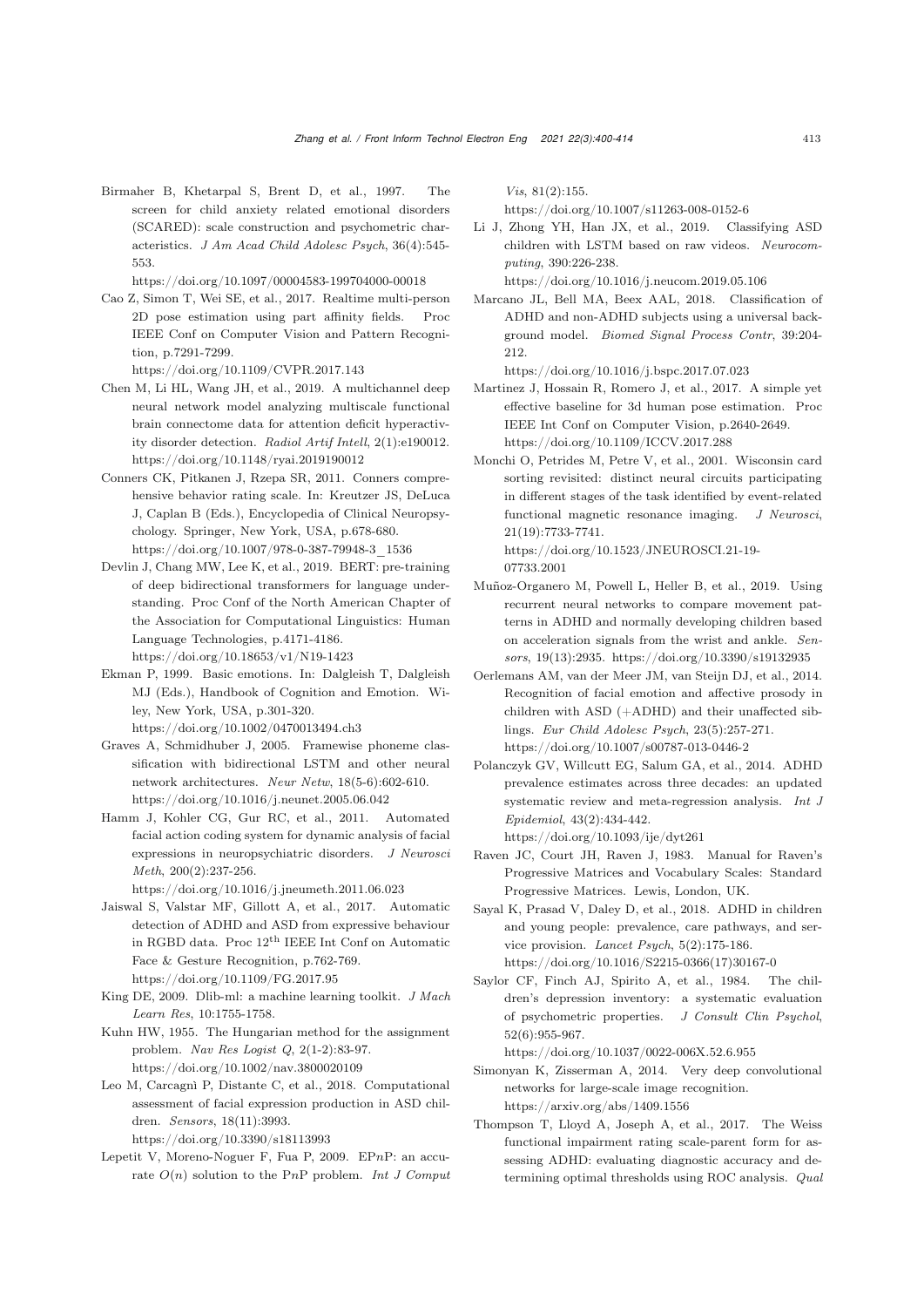Birmaher B, Khetarpal S, Brent D, et al., 1997. The screen for child anxiety related emotional disorders (SCARED): scale construction and psychometric characteristics. *J Am Acad Child Adolesc Psych*, 36(4):545-553.
https://doi.org/10.1097/00004583-199704000-00018

Cao Z, Simon T, Wei SE, et al., 2017. Realtime multi-person 2D pose estimation using part affinity fields. Proc IEEE Conf on Computer Vision and Pattern Recognition, p.7291-7299.
https://doi.org/10.1109/CVPR.2017.143

Chen M, Li HL, Wang JH, et al., 2019. A multichannel deep neural network model analyzing multiscale functional brain connectome data for attention deficit hyperactivity disorder detection. *Radiol Artif Intell*, 2(1):e190012.
https://doi.org/10.1148/ryai.2019190012

Conners CK, Pitkanen J, Rzepa SR, 2011. Conners comprehensive behavior rating scale. In: Kreutzer JS, DeLuca J, Caplan B (Eds.), Encyclopedia of Clinical Neuropsychology. Springer, New York, USA, p.678-680.
https://doi.org/10.1007/978-0-387-79948-3_1536

Devlin J, Chang MW, Lee K, et al., 2019. BERT: pre-training of deep bidirectional transformers for language understanding. Proc Conf of the North American Chapter of the Association for Computational Linguistics: Human Language Technologies, p.4171-4186.
https://doi.org/10.18653/v1/N19-1423

Ekman P, 1999. Basic emotions. In: Dalgleish T, Dalgleish MJ (Eds.), Handbook of Cognition and Emotion. Wiley, New York, USA, p.301-320.
https://doi.org/10.1002/0470013494.ch3

Graves A, Schmidhuber J, 2005. Framewise phoneme classification with bidirectional LSTM and other neural network architectures. *Neur Netw*, 18(5-6):602-610.
https://doi.org/10.1016/j.neunet.2005.06.042

Hamm J, Kohler CG, Gur RC, et al., 2011. Automated facial action coding system for dynamic analysis of facial expressions in neuropsychiatric disorders. *J Neurosci Meth*, 200(2):237-256.
https://doi.org/10.1016/j.jneumeth.2011.06.023

Jaiswal S, Valstar MF, Gillott A, et al., 2017. Automatic detection of ADHD and ASD from expressive behaviour in RGBD data. Proc 12[th] IEEE Int Conf on Automatic Face & Gesture Recognition, p.762-769.
https://doi.org/10.1109/FG.2017.95

King DE, 2009. Dlib-ml: a machine learning toolkit. *J Mach Learn Res*, 10:1755-1758.

Kuhn HW, 1955. The Hungarian method for the assignment problem. *Nav Res Logist Q*, 2(1-2):83-97.
https://doi.org/10.1002/nav.3800020109

Leo M, Carcagnì P, Distante C, et al., 2018. Computational assessment of facial expression production in ASD children. *Sensors*, 18(11):3993.
https://doi.org/10.3390/s18113993

Lepetit V, Moreno-Noguer F, Fua P, 2009. EP$n$P: an accurate $O(n)$ solution to the P$n$P problem. *Int J Comput Vis*, 81(2):155.
https://doi.org/10.1007/s11263-008-0152-6

Li J, Zhong YH, Han JX, et al., 2019. Classifying ASD children with LSTM based on raw videos. *Neurocomputing*, 390:226-238.
https://doi.org/10.1016/j.neucom.2019.05.106

Marcano JL, Bell MA, Beex AAL, 2018. Classification of ADHD and non-ADHD subjects using a universal background model. *Biomed Signal Process Contr*, 39:204-212.
https://doi.org/10.1016/j.bspc.2017.07.023

Martinez J, Hossain R, Romero J, et al., 2017. A simple yet effective baseline for 3d human pose estimation. Proc IEEE Int Conf on Computer Vision, p.2640-2649.
https://doi.org/10.1109/ICCV.2017.288

Monchi O, Petrides M, Petre V, et al., 2001. Wisconsin card sorting revisited: distinct neural circuits participating in different stages of the task identified by event-related functional magnetic resonance imaging. *J Neurosci*, 21(19):7733-7741.
https://doi.org/10.1523/JNEUROSCI.21-19-07733.2001

Muñoz-Organero M, Powell L, Heller B, et al., 2019. Using recurrent neural networks to compare movement patterns in ADHD and normally developing children based on acceleration signals from the wrist and ankle. *Sensors*, 19(13):2935. https://doi.org/10.3390/s19132935

Oerlemans AM, van der Meer JM, van Steijn DJ, et al., 2014. Recognition of facial emotion and affective prosody in children with ASD (+ADHD) and their unaffected siblings. *Eur Child Adolesc Psych*, 23(5):257-271.
https://doi.org/10.1007/s00787-013-0446-2

Polanczyk GV, Willcutt EG, Salum GA, et al., 2014. ADHD prevalence estimates across three decades: an updated systematic review and meta-regression analysis. *Int J Epidemiol*, 43(2):434-442.
https://doi.org/10.1093/ije/dyt261

Raven JC, Court JH, Raven J, 1983. Manual for Raven's Progressive Matrices and Vocabulary Scales: Standard Progressive Matrices. Lewis, London, UK.

Sayal K, Prasad V, Daley D, et al., 2018. ADHD in children and young people: prevalence, care pathways, and service provision. *Lancet Psych*, 5(2):175-186.
https://doi.org/10.1016/S2215-0366(17)30167-0

Saylor CF, Finch AJ, Spirito A, et al., 1984. The children's depression inventory: a systematic evaluation of psychometric properties. *J Consult Clin Psychol*, 52(6):955-967.
https://doi.org/10.1037/0022-006X.52.6.955

Simonyan K, Zisserman A, 2014. Very deep convolutional networks for large-scale image recognition.
https://arxiv.org/abs/1409.1556

Thompson T, Lloyd A, Joseph A, et al., 2017. The Weiss functional impairment rating scale-parent form for assessing ADHD: evaluating diagnostic accuracy and determining optimal thresholds using ROC analysis. *Qual*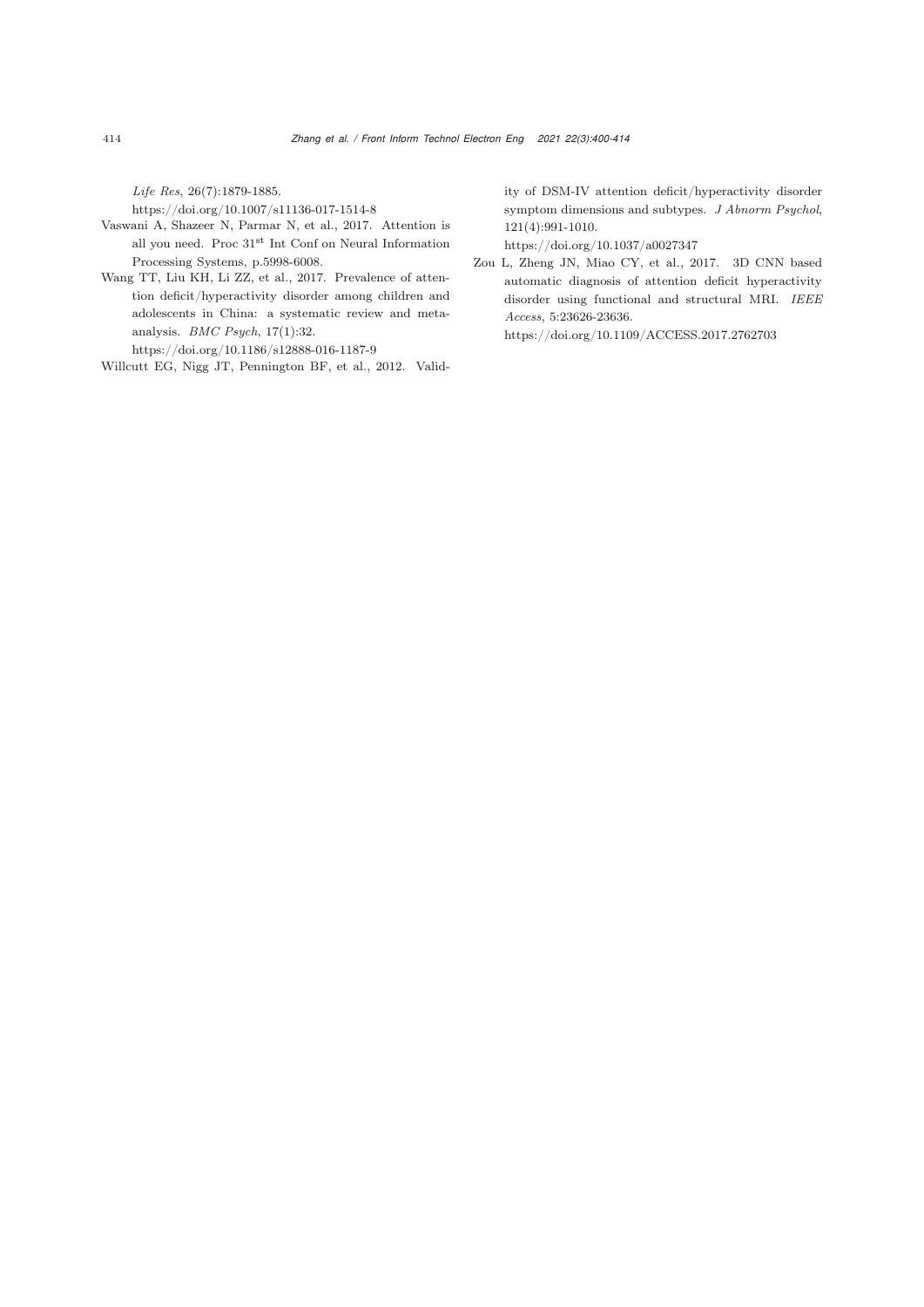*Life Res*, 26(7):1879-1885.
https://doi.org/10.1007/s11136-017-1514-8

Vaswani A, Shazeer N, Parmar N, et al., 2017. Attention is all you need. Proc 31st Int Conf on Neural Information Processing Systems, p.5998-6008.

Wang TT, Liu KH, Li ZZ, et al., 2017. Prevalence of attention deficit/hyperactivity disorder among children and adolescents in China: a systematic review and meta-analysis. *BMC Psych*, 17(1):32.
https://doi.org/10.1186/s12888-016-1187-9

Willcutt EG, Nigg JT, Pennington BF, et al., 2012. Validity of DSM-IV attention deficit/hyperactivity disorder symptom dimensions and subtypes. *J Abnorm Psychol*, 121(4):991-1010.
https://doi.org/10.1037/a0027347

Zou L, Zheng JN, Miao CY, et al., 2017. 3D CNN based automatic diagnosis of attention deficit hyperactivity disorder using functional and structural MRI. *IEEE Access*, 5:23626-23636.
https://doi.org/10.1109/ACCESS.2017.2762703